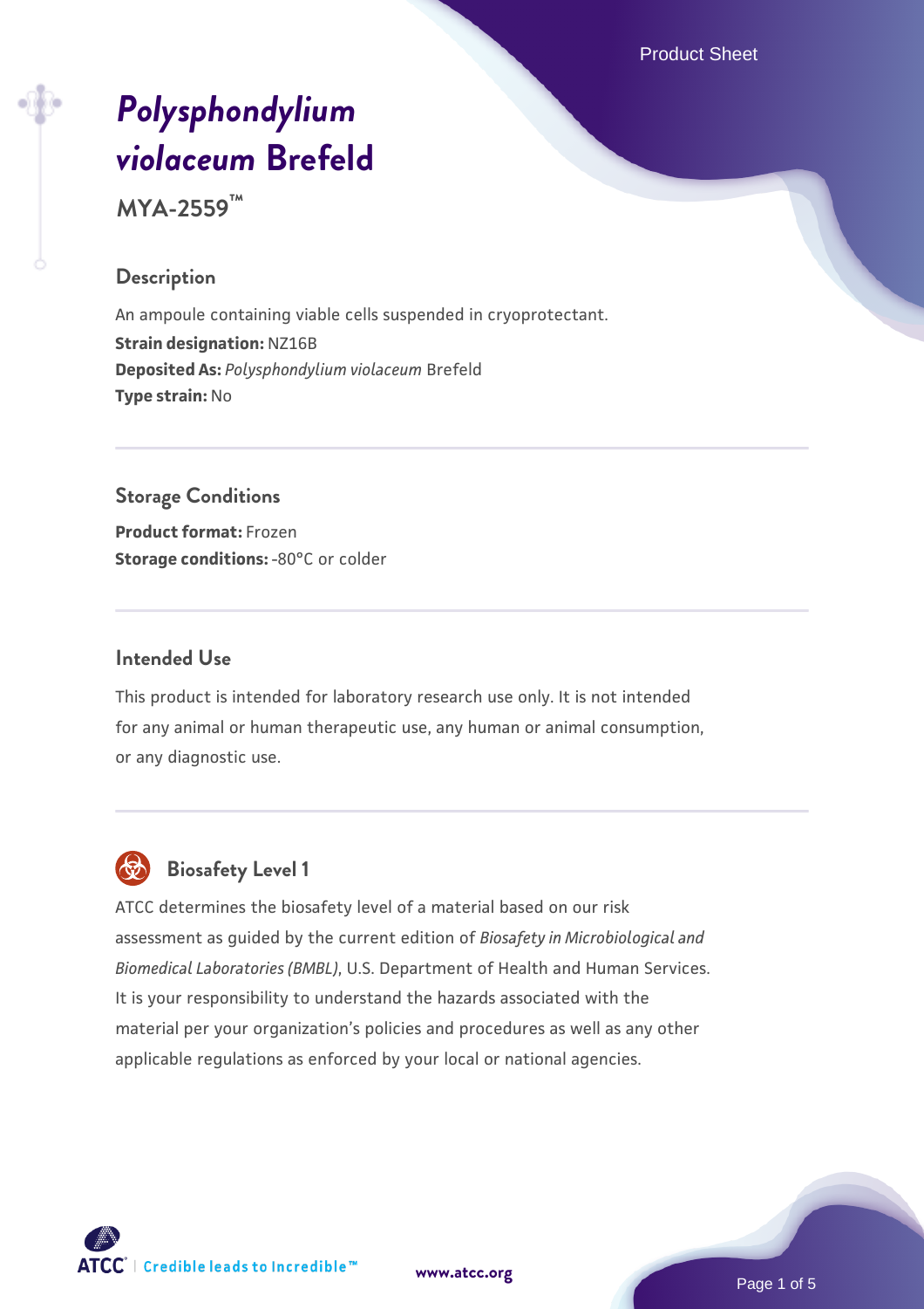# *Polysphondylium violaceum* Brefeld

**MYA-2559™**

## Description

An ampoule containing viable cells suspended in cryoprotectant.
**Strain designation:** NZ16B
**Deposited As:** *Polysphondylium violaceum* Brefeld
**Type strain:** No

## Storage Conditions

**Product format:** Frozen
**Storage conditions:** -80°C or colder

## Intended Use

This product is intended for laboratory research use only. It is not intended for any animal or human therapeutic use, any human or animal consumption, or any diagnostic use.

## Biosafety Level 1

ATCC determines the biosafety level of a material based on our risk assessment as guided by the current edition of *Biosafety in Microbiological and Biomedical Laboratories (BMBL)*, U.S. Department of Health and Human Services. It is your responsibility to understand the hazards associated with the material per your organization's policies and procedures as well as any other applicable regulations as enforced by your local or national agencies.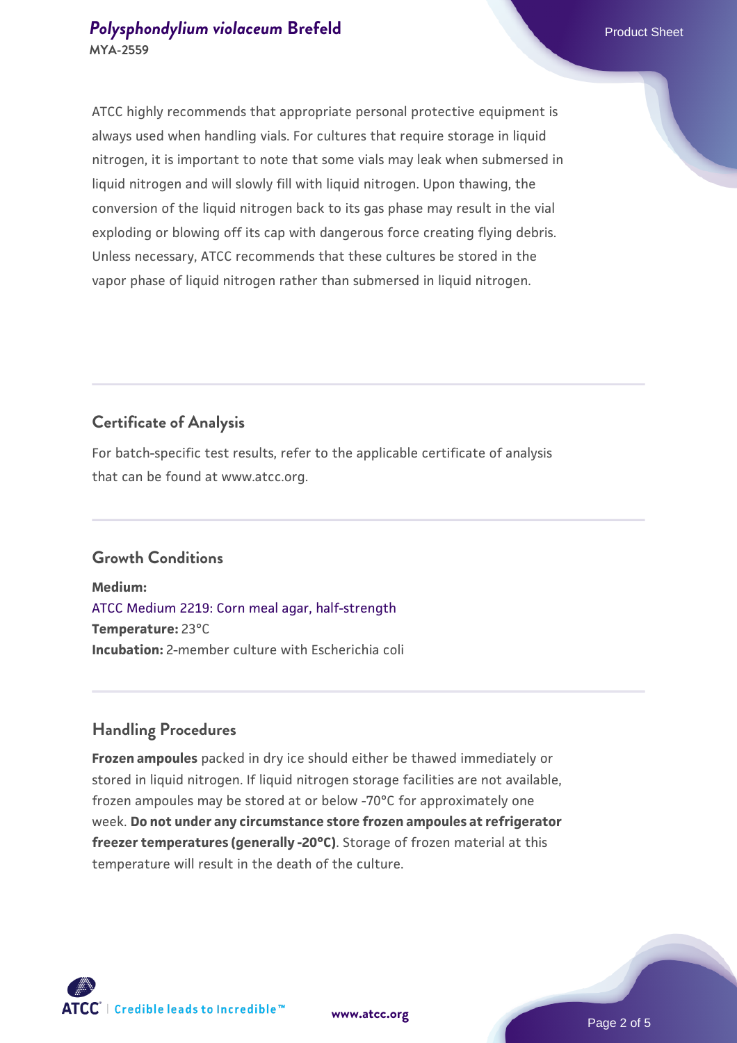ATCC highly recommends that appropriate personal protective equipment is always used when handling vials. For cultures that require storage in liquid nitrogen, it is important to note that some vials may leak when submersed in liquid nitrogen and will slowly fill with liquid nitrogen. Upon thawing, the conversion of the liquid nitrogen back to its gas phase may result in the vial exploding or blowing off its cap with dangerous force creating flying debris. Unless necessary, ATCC recommends that these cultures be stored in the vapor phase of liquid nitrogen rather than submersed in liquid nitrogen.

## Certificate of Analysis

For batch-specific test results, refer to the applicable certificate of analysis that can be found at www.atcc.org.

## Growth Conditions

**Medium:**
ATCC Medium 2219: Corn meal agar, half-strength
**Temperature:** 23°C
**Incubation:** 2-member culture with Escherichia coli

## Handling Procedures

**Frozen ampoules** packed in dry ice should either be thawed immediately or stored in liquid nitrogen. If liquid nitrogen storage facilities are not available, frozen ampoules may be stored at or below -70°C for approximately one week. **Do not under any circumstance store frozen ampoules at refrigerator freezer temperatures (generally -20°C)**. Storage of frozen material at this temperature will result in the death of the culture.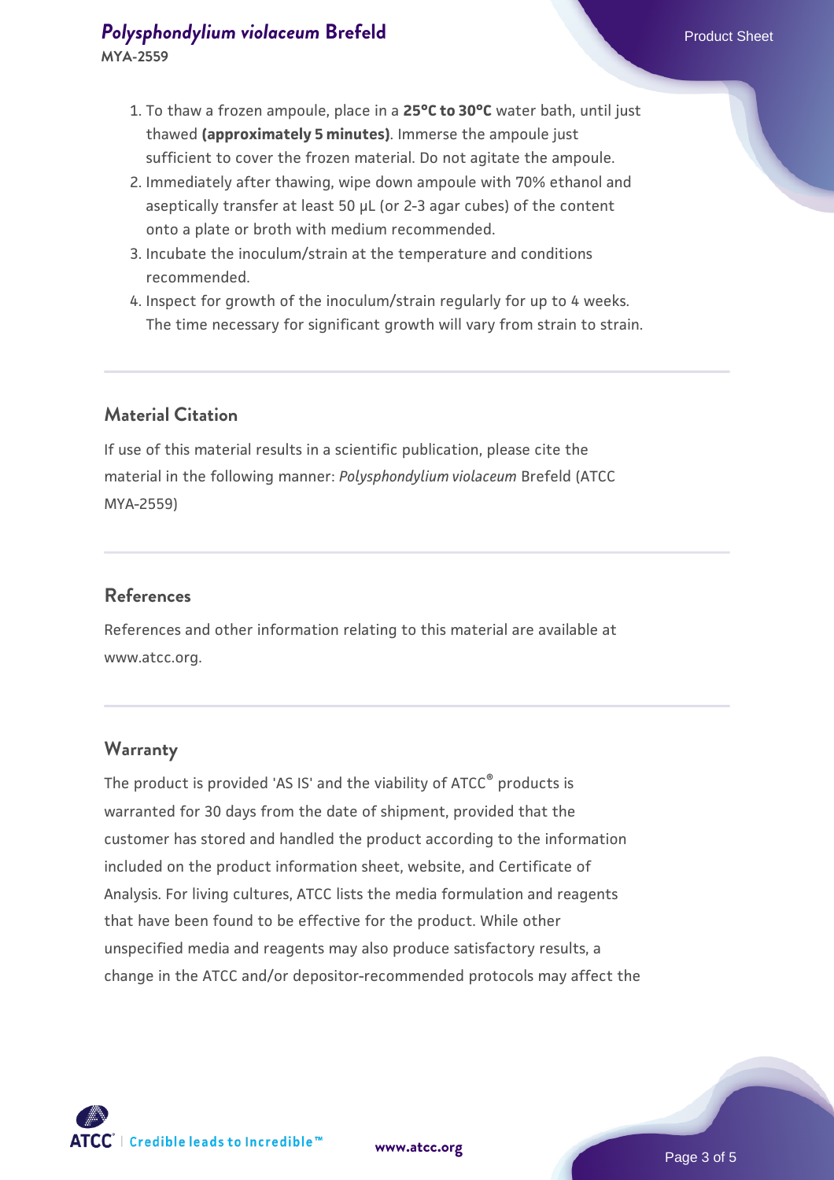1. To thaw a frozen ampoule, place in a **25°C to 30°C** water bath, until just thawed **(approximately 5 minutes)**. Immerse the ampoule just sufficient to cover the frozen material. Do not agitate the ampoule.
2. Immediately after thawing, wipe down ampoule with 70% ethanol and aseptically transfer at least 50 µL (or 2-3 agar cubes) of the content onto a plate or broth with medium recommended.
3. Incubate the inoculum/strain at the temperature and conditions recommended.
4. Inspect for growth of the inoculum/strain regularly for up to 4 weeks. The time necessary for significant growth will vary from strain to strain.

## Material Citation

If use of this material results in a scientific publication, please cite the material in the following manner: *Polysphondylium violaceum* Brefeld (ATCC MYA-2559)

## References

References and other information relating to this material are available at www.atcc.org.

## Warranty

The product is provided 'AS IS' and the viability of ATCC® products is warranted for 30 days from the date of shipment, provided that the customer has stored and handled the product according to the information included on the product information sheet, website, and Certificate of Analysis. For living cultures, ATCC lists the media formulation and reagents that have been found to be effective for the product. While other unspecified media and reagents may also produce satisfactory results, a change in the ATCC and/or depositor-recommended protocols may affect the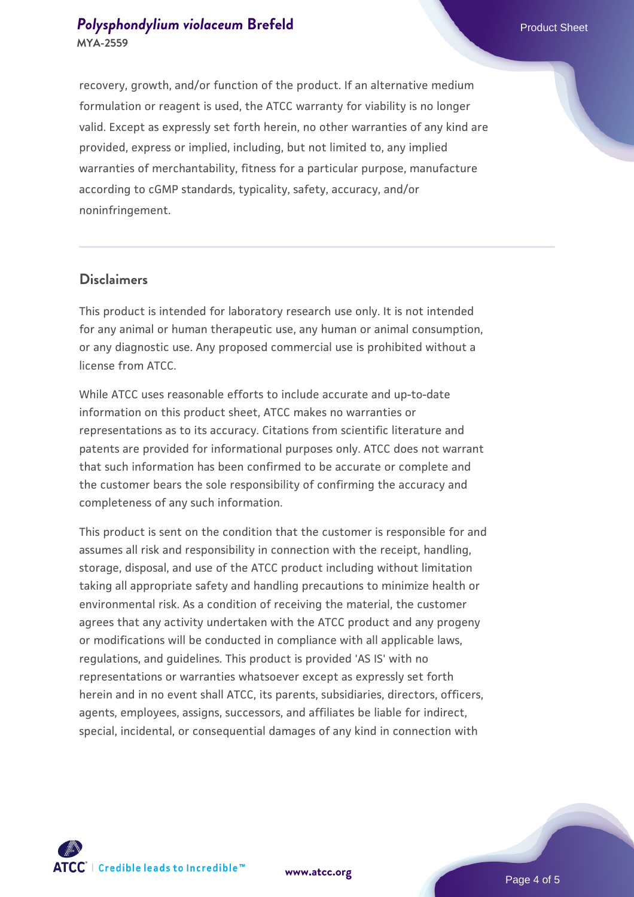recovery, growth, and/or function of the product. If an alternative medium formulation or reagent is used, the ATCC warranty for viability is no longer valid. Except as expressly set forth herein, no other warranties of any kind are provided, express or implied, including, but not limited to, any implied warranties of merchantability, fitness for a particular purpose, manufacture according to cGMP standards, typicality, safety, accuracy, and/or noninfringement.

## Disclaimers

This product is intended for laboratory research use only. It is not intended for any animal or human therapeutic use, any human or animal consumption, or any diagnostic use. Any proposed commercial use is prohibited without a license from ATCC.

While ATCC uses reasonable efforts to include accurate and up-to-date information on this product sheet, ATCC makes no warranties or representations as to its accuracy. Citations from scientific literature and patents are provided for informational purposes only. ATCC does not warrant that such information has been confirmed to be accurate or complete and the customer bears the sole responsibility of confirming the accuracy and completeness of any such information.

This product is sent on the condition that the customer is responsible for and assumes all risk and responsibility in connection with the receipt, handling, storage, disposal, and use of the ATCC product including without limitation taking all appropriate safety and handling precautions to minimize health or environmental risk. As a condition of receiving the material, the customer agrees that any activity undertaken with the ATCC product and any progeny or modifications will be conducted in compliance with all applicable laws, regulations, and guidelines. This product is provided 'AS IS' with no representations or warranties whatsoever except as expressly set forth herein and in no event shall ATCC, its parents, subsidiaries, directors, officers, agents, employees, assigns, successors, and affiliates be liable for indirect, special, incidental, or consequential damages of any kind in connection with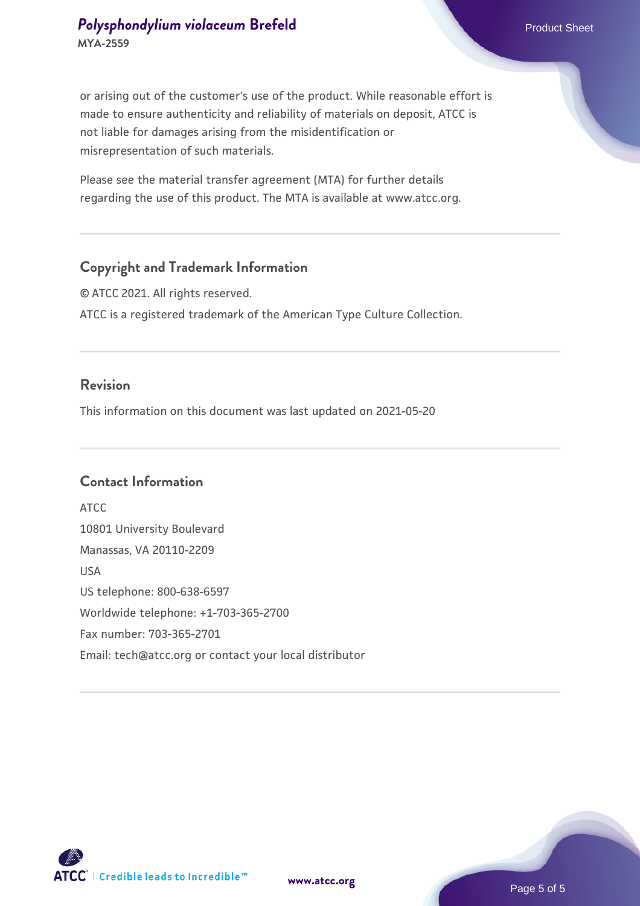or arising out of the customer's use of the product. While reasonable effort is made to ensure authenticity and reliability of materials on deposit, ATCC is not liable for damages arising from the misidentification or misrepresentation of such materials.

Please see the material transfer agreement (MTA) for further details regarding the use of this product. The MTA is available at www.atcc.org.

## Copyright and Trademark Information

© ATCC 2021. All rights reserved.

ATCC is a registered trademark of the American Type Culture Collection.

## Revision

This information on this document was last updated on 2021-05-20

## Contact Information

ATCC
10801 University Boulevard
Manassas, VA 20110-2209
USA
US telephone: 800-638-6597
Worldwide telephone: +1-703-365-2700
Fax number: 703-365-2701
Email: tech@atcc.org or contact your local distributor